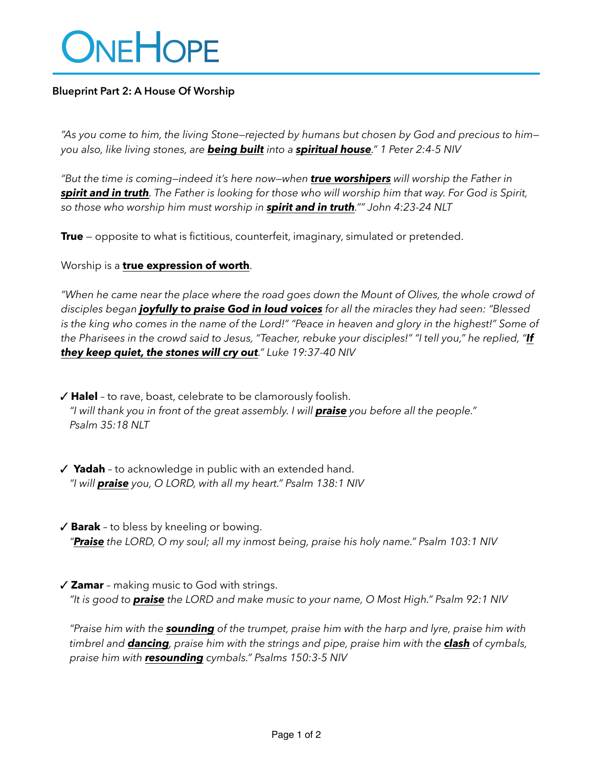# ONEHOPE

## Blueprint Part 2: A House Of Worship

*"As you come to him, the living Stone—rejected by humans but chosen by God and precious to him—you also, like living stones, are **being built** into a **spiritual house**." 1 Peter 2:4-5 NIV*

*"But the time is coming—indeed it's here now—when **true worshipers** will worship the Father in **spirit and in truth**. The Father is looking for those who will worship him that way. For God is Spirit, so those who worship him must worship in **spirit and in truth**."" John 4:23-24 NLT*

**True** — opposite to what is fictitious, counterfeit, imaginary, simulated or pretended.

Worship is a **true expression of worth**.

*"When he came near the place where the road goes down the Mount of Olives, the whole crowd of disciples began **joyfully to praise God in loud voices** for all the miracles they had seen: "Blessed is the king who comes in the name of the Lord!" "Peace in heaven and glory in the highest!" Some of the Pharisees in the crowd said to Jesus, "Teacher, rebuke your disciples!" "I tell you," he replied, "**If they keep quiet, the stones will cry out**." Luke 19:37-40 NIV*

✓ **Halel** – to rave, boast, celebrate to be clamorously foolish.
*"I will thank you in front of the great assembly. I will **praise** you before all the people." Psalm 35:18 NLT*

✓ **Yadah** – to acknowledge in public with an extended hand.
*"I will **praise** you, O LORD, with all my heart." Psalm 138:1 NIV*

✓ **Barak** – to bless by kneeling or bowing.
*"**Praise** the LORD, O my soul; all my inmost being, praise his holy name." Psalm 103:1 NIV*

✓ **Zamar** – making music to God with strings.
*"It is good to **praise** the LORD and make music to your name, O Most High." Psalm 92:1 NIV*

*"Praise him with the **sounding** of the trumpet, praise him with the harp and lyre, praise him with timbrel and **dancing**, praise him with the strings and pipe, praise him with the **clash** of cymbals, praise him with **resounding** cymbals." Psalms 150:3-5 NIV*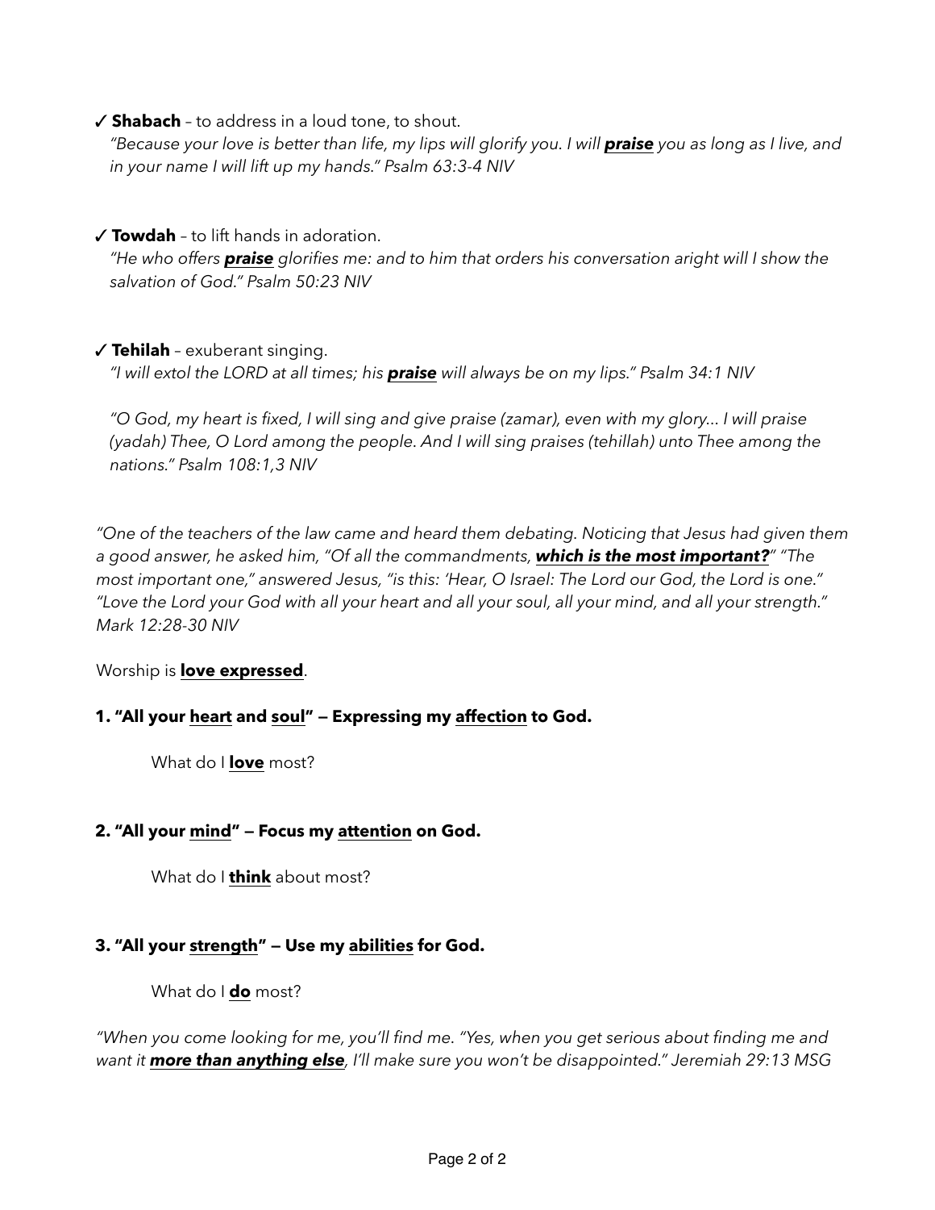✓ **Shabach** – to address in a loud tone, to shout.
*"Because your love is better than life, my lips will glorify you. I will* ***praise*** *you as long as I live, and in your name I will lift up my hands." Psalm 63:3-4 NIV*

✓ **Towdah** – to lift hands in adoration.
*"He who offers* ***praise*** *glorifies me: and to him that orders his conversation aright will I show the salvation of God." Psalm 50:23 NIV*

✓ **Tehilah** – exuberant singing.
*"I will extol the LORD at all times; his* ***praise*** *will always be on my lips." Psalm 34:1 NIV*

*"O God, my heart is fixed, I will sing and give praise (zamar), even with my glory… I will praise (yadah) Thee, O Lord among the people. And I will sing praises (tehillah) unto Thee among the nations." Psalm 108:1,3 NIV*

*"One of the teachers of the law came and heard them debating. Noticing that Jesus had given them a good answer, he asked him, "Of all the commandments,* ***which is the most important?****" "The most important one," answered Jesus, "is this: 'Hear, O Israel: The Lord our God, the Lord is one." "Love the Lord your God with all your heart and all your soul, all your mind, and all your strength." Mark 12:28-30 NIV*

Worship is **love expressed**.

**1. "All your heart and soul" — Expressing my affection to God.**

What do I **love** most?

**2. "All your mind" — Focus my attention on God.**

What do I **think** about most?

**3. "All your strength" — Use my abilities for God.**

What do I **do** most?

*"When you come looking for me, you'll find me. "Yes, when you get serious about finding me and want it* ***more than anything else****, I'll make sure you won't be disappointed." Jeremiah 29:13 MSG*